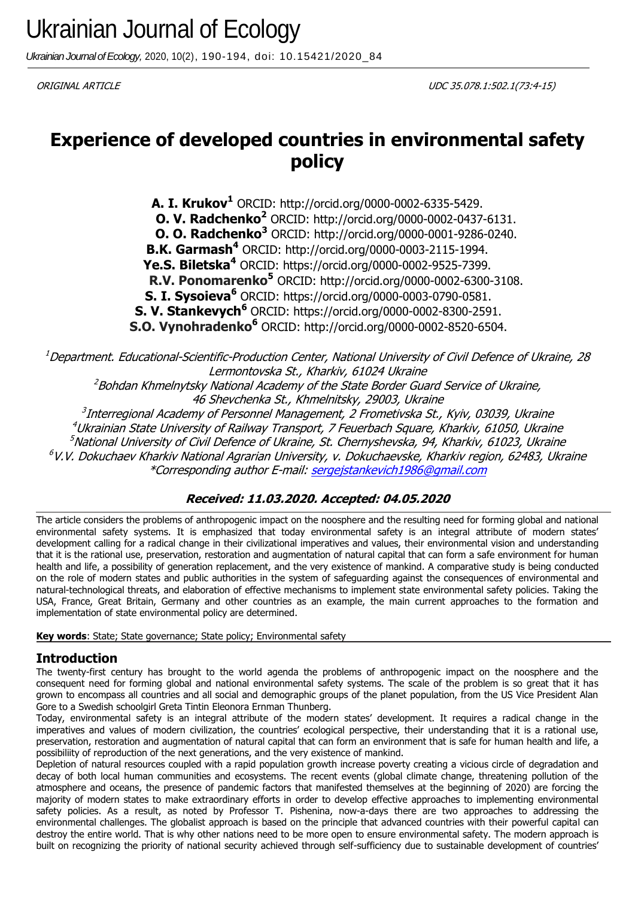# Ukrainian Journal of Ecology

*Ukrainian Journal of Ecology*, 2020, 10(2), 190-194, doi: 10.15421/2020_84

*ORIGINAL ARTICLE* *UDC 35.078.1:502.1(73:4-15)*

# Experience of developed countries in environmental safety policy

**A. I. Krukov**[1] ORCID: http://orcid.org/0000-0002-6335-5429.
**O. V. Radchenko**[2] ORCID: http://orcid.org/0000-0002-0437-6131.
**O. O. Radchenko**[3] ORCID: http://orcid.org/0000-0001-9286-0240.
**B.K. Garmash**[4] ORCID: http://orcid.org/0000-0003-2115-1994.
**Ye.S. Biletska**[4] ORCID: https://orcid.org/0000-0002-9525-7399.
**R.V. Ponomarenko**[5] ORCID: http://orcid.org/0000-0002-6300-3108.
**S. I. Sysoieva**[6] ORCID: https://orcid.org/0000-0003-0790-0581.
**S. V. Stankevych**[6] ORCID: https://orcid.org/0000-0002-8300-2591.
**S.O. Vynohradenko**[6] ORCID: http://orcid.org/0000-0002-8520-6504.

*[1]Department. Educational-Scientific-Production Center, National University of Civil Defence of Ukraine, 28 Lermontovska St., Kharkiv, 61024 Ukraine*
*[2]Bohdan Khmelnytsky National Academy of the State Border Guard Service of Ukraine, 46 Shevchenka St., Khmelnitsky, 29003, Ukraine*
*[3]Interregional Academy of Personnel Management, 2 Frometivska St., Kyiv, 03039, Ukraine*
*[4]Ukrainian State University of Railway Transport, 7 Feuerbach Square, Kharkiv, 61050, Ukraine*
*[5]National University of Civil Defence of Ukraine, St. Chernyshevska, 94, Kharkiv, 61023, Ukraine*
*[6]V.V. Dokuchaev Kharkiv National Agrarian University, v. Dokuchaevske, Kharkiv region, 62483, Ukraine*
*\*Corresponding author E-mail: sergejstankevich1986@gmail.com*

***Received: 11.03.2020. Accepted: 04.05.2020***

The article considers the problems of anthropogenic impact on the noosphere and the resulting need for forming global and national environmental safety systems. It is emphasized that today environmental safety is an integral attribute of modern states' development calling for a radical change in their civilizational imperatives and values, their environmental vision and understanding that it is the rational use, preservation, restoration and augmentation of natural capital that can form a safe environment for human health and life, a possibility of generation replacement, and the very existence of mankind. A comparative study is being conducted on the role of modern states and public authorities in the system of safeguarding against the consequences of environmental and natural-technological threats, and elaboration of effective mechanisms to implement state environmental safety policies. Taking the USA, France, Great Britain, Germany and other countries as an example, the main current approaches to the formation and implementation of state environmental policy are determined.

**Key words**: State; State governance; State policy; Environmental safety

## Introduction

The twenty-first century has brought to the world agenda the problems of anthropogenic impact on the noosphere and the consequent need for forming global and national environmental safety systems. The scale of the problem is so great that it has grown to encompass all countries and all social and demographic groups of the planet population, from the US Vice President Alan Gore to a Swedish schoolgirl Greta Tintin Eleonora Ernman Thunberg.

Today, environmental safety is an integral attribute of the modern states' development. It requires a radical change in the imperatives and values of modern civilization, the countries' ecological perspective, their understanding that it is a rational use, preservation, restoration and augmentation of natural capital that can form an environment that is safe for human health and life, a possibiliity of reproduction of the next generations, and the very existence of mankind.

Depletion of natural resources coupled with a rapid population growth increase poverty creating a vicious circle of degradation and decay of both local human communities and ecosystems. The recent events (global climate change, threatening pollution of the atmosphere and oceans, the presence of pandemic factors that manifested themselves at the beginning of 2020) are forcing the majority of modern states to make extraordinary efforts in order to develop effective approaches to implementing environmental safety policies. As a result, as noted by Professor T. Pishenina, now-a-days there are two approaches to addressing the environmental challenges. The globalist approach is based on the principle that advanced countries with their powerful capital can destroy the entire world. That is why other nations need to be more open to ensure environmental safety. The modern approach is built on recognizing the priority of national security achieved through self-sufficiency due to sustainable development of countries'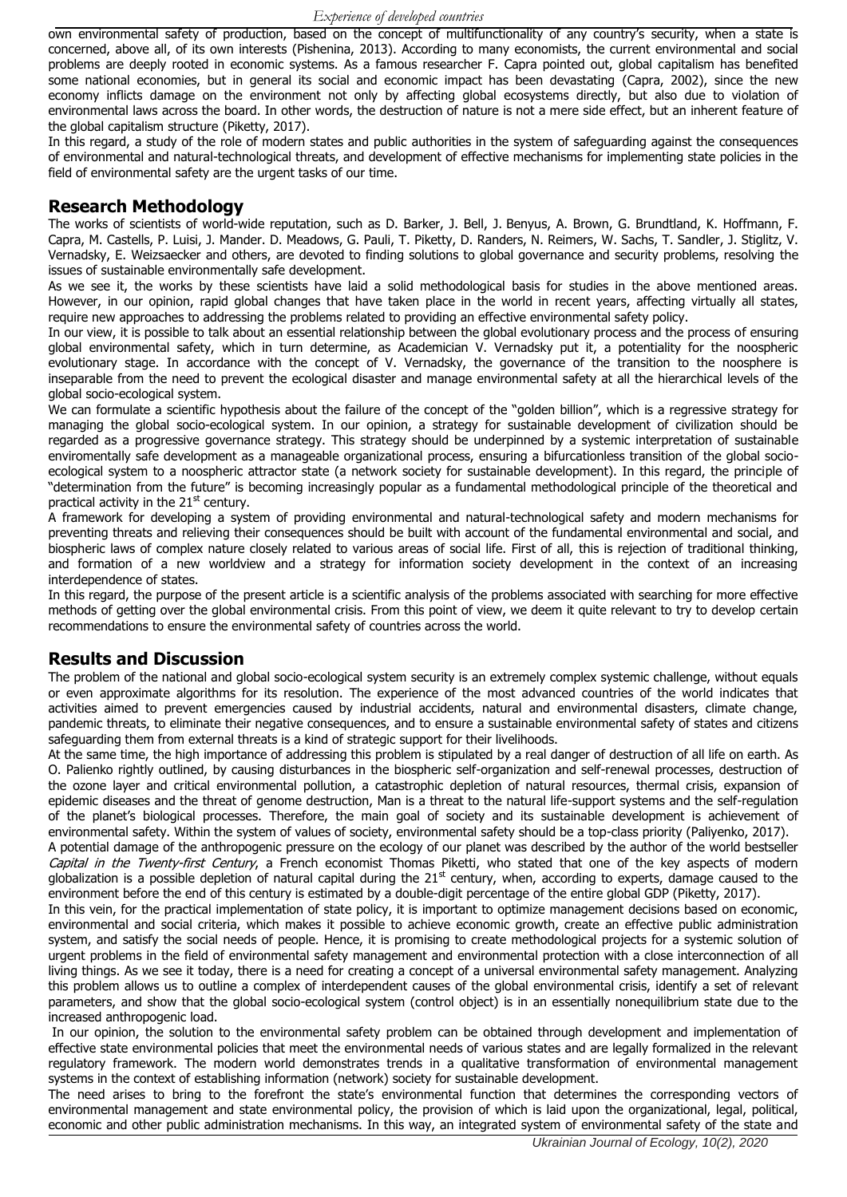own environmental safety of production, based on the concept of multifunctionality of any country's security, when a state is concerned, above all, of its own interests (Pishenina, 2013). According to many economists, the current environmental and social problems are deeply rooted in economic systems. As a famous researcher F. Capra pointed out, global capitalism has benefited some national economies, but in general its social and economic impact has been devastating (Capra, 2002), since the new economy inflicts damage on the environment not only by affecting global ecosystems directly, but also due to violation of environmental laws across the board. In other words, the destruction of nature is not a mere side effect, but an inherent feature of the global capitalism structure (Piketty, 2017).

In this regard, a study of the role of modern states and public authorities in the system of safeguarding against the consequences of environmental and natural-technological threats, and development of effective mechanisms for implementing state policies in the field of environmental safety are the urgent tasks of our time.

## Research Methodology

The works of scientists of world-wide reputation, such as D. Barker, J. Bell, J. Benyus, A. Brown, G. Brundtland, K. Hoffmann, F. Capra, M. Castells, P. Luisi, J. Mander. D. Meadows, G. Pauli, T. Piketty, D. Randers, N. Reimers, W. Sachs, T. Sandler, J. Stiglitz, V. Vernadsky, E. Weizsaecker and others, are devoted to finding solutions to global governance and security problems, resolving the issues of sustainable environmentally safe development.

As we see it, the works by these scientists have laid a solid methodological basis for studies in the above mentioned areas. However, in our opinion, rapid global changes that have taken place in the world in recent years, affecting virtually all states, require new approaches to addressing the problems related to providing an effective environmental safety policy.

In our view, it is possible to talk about an essential relationship between the global evolutionary process and the process of ensuring global environmental safety, which in turn determine, as Academician V. Vernadsky put it, a potentiality for the noospheric evolutionary stage. In accordance with the concept of V. Vernadsky, the governance of the transition to the noosphere is inseparable from the need to prevent the ecological disaster and manage environmental safety at all the hierarchical levels of the global socio-ecological system.

We can formulate a scientific hypothesis about the failure of the concept of the "golden billion", which is a regressive strategy for managing the global socio-ecological system. In our opinion, a strategy for sustainable development of civilization should be regarded as a progressive governance strategy. This strategy should be underpinned by a systemic interpretation of sustainable enviromentally safe development as a manageable organizational process, ensuring a bifurcationless transition of the global socio-ecological system to a noospheric attractor state (a network society for sustainable development). In this regard, the principle of "determination from the future" is becoming increasingly popular as a fundamental methodological principle of the theoretical and practical activity in the 21st century.

A framework for developing a system of providing environmental and natural-technological safety and modern mechanisms for preventing threats and relieving their consequences should be built with account of the fundamental environmental and social, and biospheric laws of complex nature closely related to various areas of social life. First of all, this is rejection of traditional thinking, and formation of a new worldview and a strategy for information society development in the context of an increasing interdependence of states.

In this regard, the purpose of the present article is a scientific analysis of the problems associated with searching for more effective methods of getting over the global environmental crisis. From this point of view, we deem it quite relevant to try to develop certain recommendations to ensure the environmental safety of countries across the world.

## Results and Discussion

The problem of the national and global socio-ecological system security is an extremely complex systemic challenge, without equals or even approximate algorithms for its resolution. The experience of the most advanced countries of the world indicates that activities aimed to prevent emergencies caused by industrial accidents, natural and environmental disasters, climate change, pandemic threats, to eliminate their negative consequences, and to ensure a sustainable environmental safety of states and citizens safeguarding them from external threats is a kind of strategic support for their livelihoods.

At the same time, the high importance of addressing this problem is stipulated by a real danger of destruction of all life on earth. As O. Palienko rightly outlined, by causing disturbances in the biospheric self-organization and self-renewal processes, destruction of the ozone layer and critical environmental pollution, a catastrophic depletion of natural resources, thermal crisis, expansion of epidemic diseases and the threat of genome destruction, Man is a threat to the natural life-support systems and the self-regulation of the planet's biological processes. Therefore, the main goal of society and its sustainable development is achievement of environmental safety. Within the system of values of society, environmental safety should be a top-class priority (Paliyenko, 2017).

A potential damage of the anthropogenic pressure on the ecology of our planet was described by the author of the world bestseller *Capital in the Twenty-first Century*, a French economist Thomas Piketti, who stated that one of the key aspects of modern globalization is a possible depletion of natural capital during the 21st century, when, according to experts, damage caused to the environment before the end of this century is estimated by a double-digit percentage of the entire global GDP (Piketty, 2017).

In this vein, for the practical implementation of state policy, it is important to optimize management decisions based on economic, environmental and social criteria, which makes it possible to achieve economic growth, create an effective public administration system, and satisfy the social needs of people. Hence, it is promising to create methodological projects for a systemic solution of urgent problems in the field of environmental safety management and environmental protection with a close interconnection of all living things. As we see it today, there is a need for creating a concept of a universal environmental safety management. Analyzing this problem allows us to outline a complex of interdependent causes of the global environmental crisis, identify a set of relevant parameters, and show that the global socio-ecological system (control object) is in an essentially nonequilibrium state due to the increased anthropogenic load.

In our opinion, the solution to the environmental safety problem can be obtained through development and implementation of effective state environmental policies that meet the environmental needs of various states and are legally formalized in the relevant regulatory framework. The modern world demonstrates trends in a qualitative transformation of environmental management systems in the context of establishing information (network) society for sustainable development.

The need arises to bring to the forefront the state's environmental function that determines the corresponding vectors of environmental management and state environmental policy, the provision of which is laid upon the organizational, legal, political, economic and other public administration mechanisms. In this way, an integrated system of environmental safety of the state and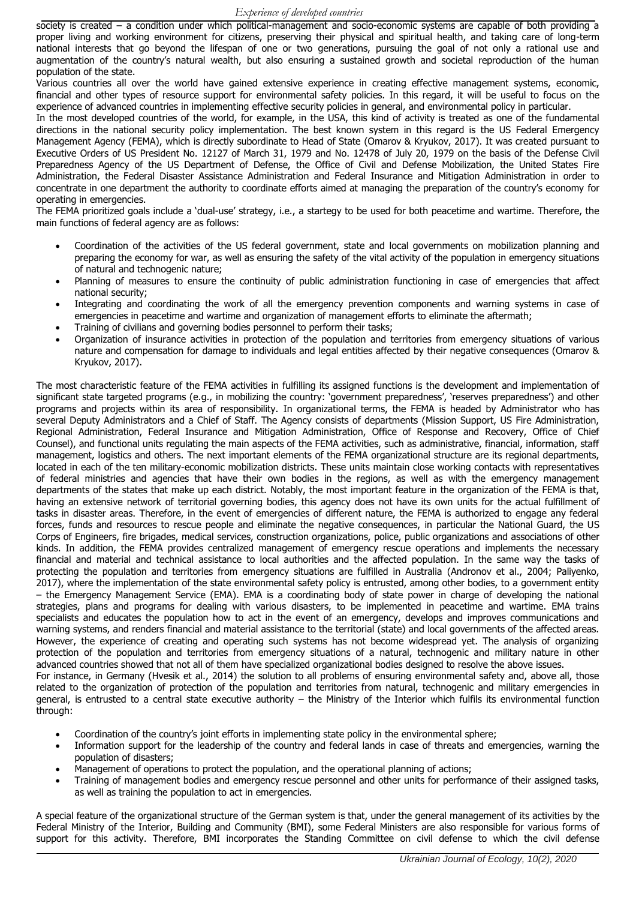society is created – a condition under which political-management and socio-economic systems are capable of both providing a proper living and working environment for citizens, preserving their physical and spiritual health, and taking care of long-term national interests that go beyond the lifespan of one or two generations, pursuing the goal of not only a rational use and augmentation of the country's natural wealth, but also ensuring a sustained growth and societal reproduction of the human population of the state.

Various countries all over the world have gained extensive experience in creating effective management systems, economic, financial and other types of resource support for environmental safety policies. In this regard, it will be useful to focus on the experience of advanced countries in implementing effective security policies in general, and environmental policy in particular.

In the most developed countries of the world, for example, in the USA, this kind of activity is treated as one of the fundamental directions in the national security policy implementation. The best known system in this regard is the US Federal Emergency Management Agency (FEMA), which is directly subordinate to Head of State (Omarov & Kryukov, 2017). It was created pursuant to Executive Orders of US President No. 12127 of March 31, 1979 and No. 12478 of July 20, 1979 on the basis of the Defense Civil Preparedness Agency of the US Department of Defense, the Office of Civil and Defense Mobilization, the United States Fire Administration, the Federal Disaster Assistance Administration and Federal Insurance and Mitigation Administration in order to concentrate in one department the authority to coordinate efforts aimed at managing the preparation of the country's economy for operating in emergencies.

The FEMA prioritized goals include a 'dual-use' strategy, i.e., a startegy to be used for both peacetime and wartime. Therefore, the main functions of federal agency are as follows:

- Coordination of the activities of the US federal government, state and local governments on mobilization planning and preparing the economy for war, as well as ensuring the safety of the vital activity of the population in emergency situations of natural and technogenic nature;
- Planning of measures to ensure the continuity of public administration functioning in case of emergencies that affect national security;
- Integrating and coordinating the work of all the emergency prevention components and warning systems in case of emergencies in peacetime and wartime and organization of management efforts to eliminate the aftermath;
- Training of civilians and governing bodies personnel to perform their tasks;
- Organization of insurance activities in protection of the population and territories from emergency situations of various nature and compensation for damage to individuals and legal entities affected by their negative consequences (Omarov & Kryukov, 2017).

The most characteristic feature of the FEMA activities in fulfilling its assigned functions is the development and implementation of significant state targeted programs (e.g., in mobilizing the country: 'government preparedness', 'reserves preparedness') and other programs and projects within its area of responsibility. In organizational terms, the FEMA is headed by Administrator who has several Deputy Administrators and a Chief of Staff. The Agency consists of departments (Mission Support, US Fire Administration, Regional Administration, Federal Insurance and Mitigation Administration, Office of Response and Recovery, Office of Chief Counsel), and functional units regulating the main aspects of the FEMA activities, such as administrative, financial, information, staff management, logistics and others. The next important elements of the FEMA organizational structure are its regional departments, located in each of the ten military-economic mobilization districts. These units maintain close working contacts with representatives of federal ministries and agencies that have their own bodies in the regions, as well as with the emergency management departments of the states that make up each district. Notably, the most important feature in the organization of the FEMA is that, having an extensive network of territorial governing bodies, this agency does not have its own units for the actual fulfillment of tasks in disaster areas. Therefore, in the event of emergencies of different nature, the FEMA is authorized to engage any federal forces, funds and resources to rescue people and eliminate the negative consequences, in particular the National Guard, the US Corps of Engineers, fire brigades, medical services, construction organizations, police, public organizations and associations of other kinds. In addition, the FEMA provides centralized management of emergency rescue operations and implements the necessary financial and material and technical assistance to local authorities and the affected population. In the same way the tasks of protecting the population and territories from emergency situations are fulfilled in Australia (Andronov et al., 2004; Paliyenko, 2017), where the implementation of the state environmental safety policy is entrusted, among other bodies, to a government entity – the Emergency Management Service (EMA). EMA is a coordinating body of state power in charge of developing the national strategies, plans and programs for dealing with various disasters, to be implemented in peacetime and wartime. EMA trains specialists and educates the population how to act in the event of an emergency, develops and improves communications and warning systems, and renders financial and material assistance to the territorial (state) and local governments of the affected areas. However, the experience of creating and operating such systems has not become widespread yet. The analysis of organizing protection of the population and territories from emergency situations of a natural, technogenic and military nature in other advanced countries showed that not all of them have specialized organizational bodies designed to resolve the above issues.

For instance, in Germany (Hvesik et al., 2014) the solution to all problems of ensuring environmental safety and, above all, those related to the organization of protection of the population and territories from natural, technogenic and military emergencies in general, is entrusted to a central state executive authority – the Ministry of the Interior which fulfils its environmental function through:

- Coordination of the country's joint efforts in implementing state policy in the environmental sphere;
- Information support for the leadership of the country and federal lands in case of threats and emergencies, warning the population of disasters;
- Management of operations to protect the population, and the operational planning of actions;
- Training of management bodies and emergency rescue personnel and other units for performance of their assigned tasks, as well as training the population to act in emergencies.

A special feature of the organizational structure of the German system is that, under the general management of its activities by the Federal Ministry of the Interior, Building and Community (BMI), some Federal Ministers are also responsible for various forms of support for this activity. Therefore, BMI incorporates the Standing Committee on civil defense to which the civil defense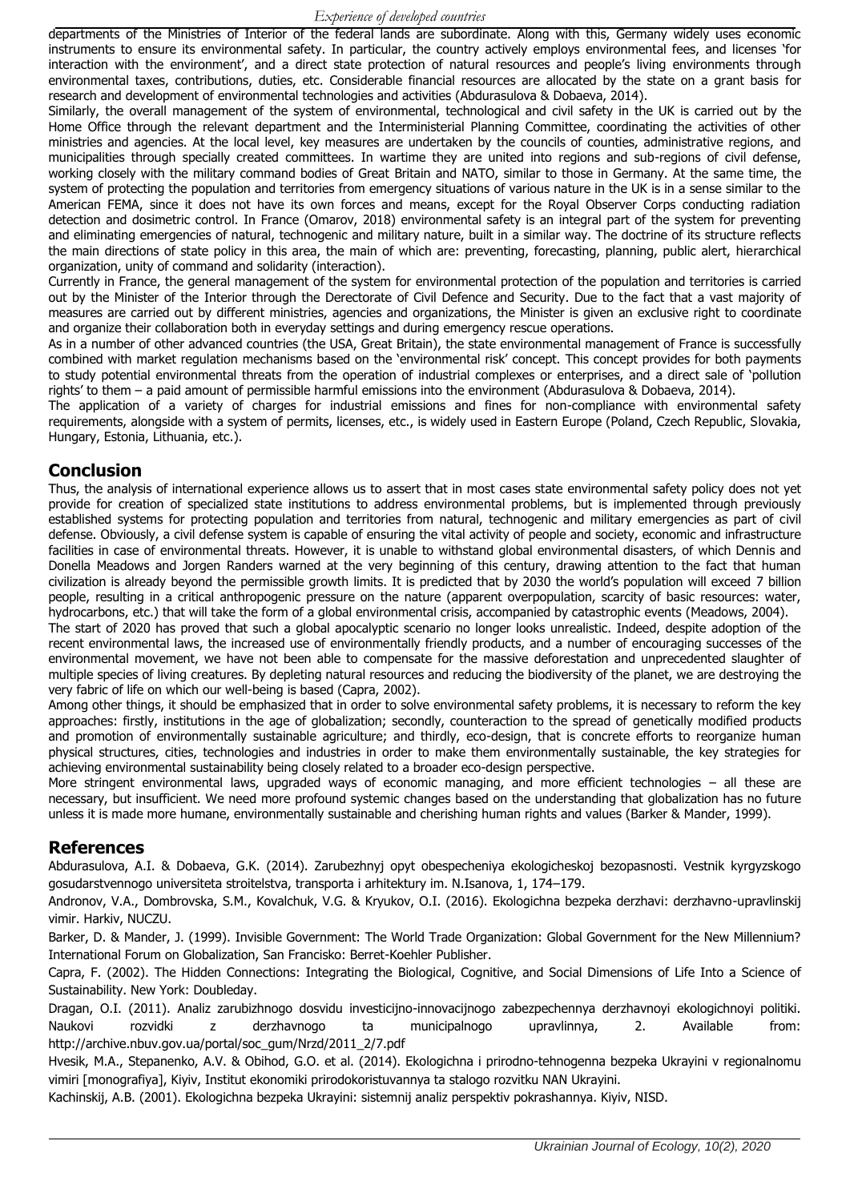departments of the Ministries of Interior of the federal lands are subordinate. Along with this, Germany widely uses economic instruments to ensure its environmental safety. In particular, the country actively employs environmental fees, and licenses 'for interaction with the environment', and a direct state protection of natural resources and people's living environments through environmental taxes, contributions, duties, etc. Considerable financial resources are allocated by the state on a grant basis for research and development of environmental technologies and activities (Abdurasulova & Dobaeva, 2014).

Similarly, the overall management of the system of environmental, technological and civil safety in the UK is carried out by the Home Office through the relevant department and the Interministerial Planning Committee, coordinating the activities of other ministries and agencies. At the local level, key measures are undertaken by the councils of counties, administrative regions, and municipalities through specially created committees. In wartime they are united into regions and sub-regions of civil defense, working closely with the military command bodies of Great Britain and NATO, similar to those in Germany. At the same time, the system of protecting the population and territories from emergency situations of various nature in the UK is in a sense similar to the American FEMA, since it does not have its own forces and means, except for the Royal Observer Corps conducting radiation detection and dosimetric control. In France (Omarov, 2018) environmental safety is an integral part of the system for preventing and eliminating emergencies of natural, technogenic and military nature, built in a similar way. The doctrine of its structure reflects the main directions of state policy in this area, the main of which are: preventing, forecasting, planning, public alert, hierarchical organization, unity of command and solidarity (interaction).

Currently in France, the general management of the system for environmental protection of the population and territories is carried out by the Minister of the Interior through the Derectorate of Civil Defence and Security. Due to the fact that a vast majority of measures are carried out by different ministries, agencies and organizations, the Minister is given an exclusive right to coordinate and organize their collaboration both in everyday settings and during emergency rescue operations.

As in a number of other advanced countries (the USA, Great Britain), the state environmental management of France is successfully combined with market regulation mechanisms based on the 'environmental risk' concept. This concept provides for both payments to study potential environmental threats from the operation of industrial complexes or enterprises, and a direct sale of 'pollution rights' to them – a paid amount of permissible harmful emissions into the environment (Abdurasulova & Dobaeva, 2014).

The application of a variety of charges for industrial emissions and fines for non-compliance with environmental safety requirements, alongside with a system of permits, licenses, etc., is widely used in Eastern Europe (Poland, Czech Republic, Slovakia, Hungary, Estonia, Lithuania, etc.).

## Conclusion

Thus, the analysis of international experience allows us to assert that in most cases state environmental safety policy does not yet provide for creation of specialized state institutions to address environmental problems, but is implemented through previously established systems for protecting population and territories from natural, technogenic and military emergencies as part of civil defense. Obviously, a civil defense system is capable of ensuring the vital activity of people and society, economic and infrastructure facilities in case of environmental threats. However, it is unable to withstand global environmental disasters, of which Dennis and Donella Meadows and Jorgen Randers warned at the very beginning of this century, drawing attention to the fact that human civilization is already beyond the permissible growth limits. It is predicted that by 2030 the world's population will exceed 7 billion people, resulting in a critical anthropogenic pressure on the nature (apparent overpopulation, scarcity of basic resources: water, hydrocarbons, etc.) that will take the form of a global environmental crisis, accompanied by catastrophic events (Meadows, 2004).

The start of 2020 has proved that such a global apocalyptic scenario no longer looks unrealistic. Indeed, despite adoption of the recent environmental laws, the increased use of environmentally friendly products, and a number of encouraging successes of the environmental movement, we have not been able to compensate for the massive deforestation and unprecedented slaughter of multiple species of living creatures. By depleting natural resources and reducing the biodiversity of the planet, we are destroying the very fabric of life on which our well-being is based (Capra, 2002).

Among other things, it should be emphasized that in order to solve environmental safety problems, it is necessary to reform the key approaches: firstly, institutions in the age of globalization; secondly, counteraction to the spread of genetically modified products and promotion of environmentally sustainable agriculture; and thirdly, eco-design, that is concrete efforts to reorganize human physical structures, cities, technologies and industries in order to make them environmentally sustainable, the key strategies for achieving environmental sustainability being closely related to a broader eco-design perspective.

More stringent environmental laws, upgraded ways of economic managing, and more efficient technologies – all these are necessary, but insufficient. We need more profound systemic changes based on the understanding that globalization has no future unless it is made more humane, environmentally sustainable and cherishing human rights and values (Barker & Mander, 1999).

## References

Abdurasulova, A.I. & Dobaeva, G.K. (2014). Zarubezhnyj opyt obespecheniya ekologicheskoj bezopasnosti. Vestnik kyrgyzskogo gosudarstvennogo universiteta stroitelstva, transporta i arhitektury im. N.Isanova, 1, 174–179.

Andronov, V.A., Dombrovska, S.M., Kovalchuk, V.G. & Kryukov, O.I. (2016). Ekologichna bezpeka derzhavi: derzhavno-upravlinskij vimir. Harkiv, NUCZU.

Barker, D. & Mander, J. (1999). Invisible Government: The World Trade Organization: Global Government for the New Millennium? International Forum on Globalization, San Francisko: Berret-Koehler Publisher.

Capra, F. (2002). The Hidden Connections: Integrating the Biological, Cognitive, and Social Dimensions of Life Into a Science of Sustainability. New York: Doubleday.

Dragan, O.I. (2011). Analiz zarubizhnogo dosvidu investicijno-innovacijnogo zabezpechennya derzhavnoyi ekologichnoyi politiki. Naukovi rozvidki z derzhavnogo ta municipalnogo upravlinnya, 2. Available from: http://archive.nbuv.gov.ua/portal/soc_gum/Nrzd/2011_2/7.pdf

Hvesik, M.A., Stepanenko, A.V. & Obihod, G.O. et al. (2014). Ekologichna i prirodno-tehnogenna bezpeka Ukrayini v regionalnomu vimiri [monografiya], Kiyiv, Institut ekonomiki prirodokoristuvannya ta stalogo rozvitku NAN Ukrayini.

Kachinskij, A.B. (2001). Ekologichna bezpeka Ukrayini: sistemnij analiz perspektiv pokrashannya. Kiyiv, NISD.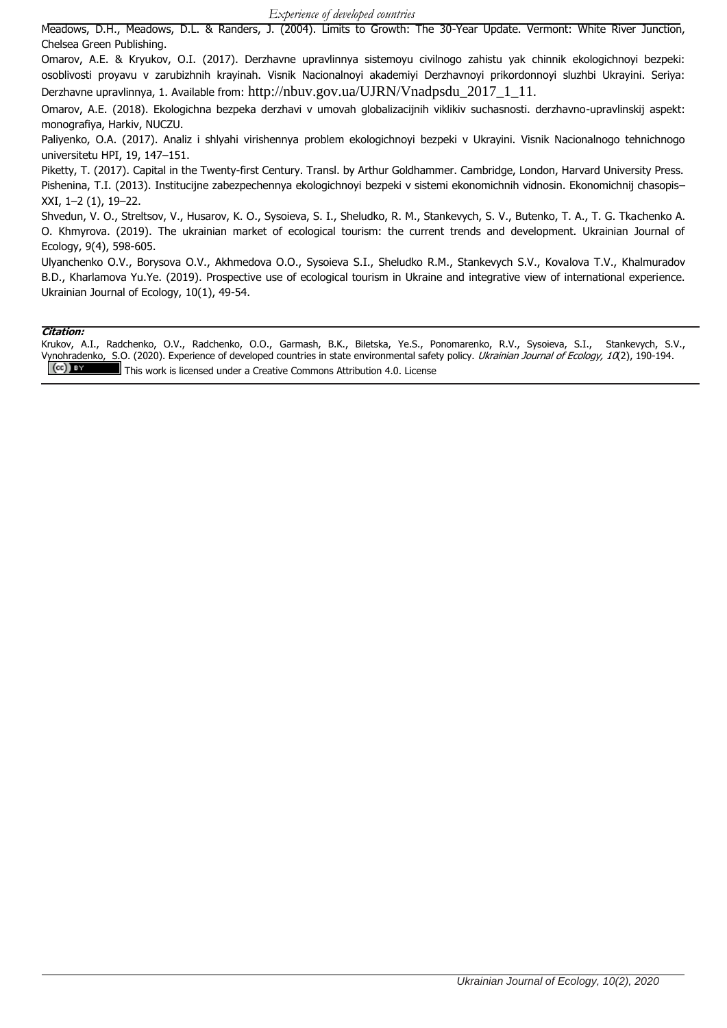Meadows, D.H., Meadows, D.L. & Randers, J. (2004). Limits to Growth: The 30-Year Update. Vermont: White River Junction, Chelsea Green Publishing.

Omarov, A.E. & Kryukov, O.I. (2017). Derzhavne upravlinnya sistemoyu civilnogo zahistu yak chinnik ekologichnoyi bezpeki: osoblivosti proyavu v zarubizhnih krayinah. Visnik Nacionalnoyi akademiyi Derzhavnoyi prikordonnoyi sluzhbi Ukrayini. Seriya: Derzhavne upravlinnya, 1. Available from: http://nbuv.gov.ua/UJRN/Vnadpsdu_2017_1_11.

Omarov, A.E. (2018). Ekologichna bezpeka derzhavi v umovah globalizacijnih viklikiv suchasnosti. derzhavno-upravlinskij aspekt: monografiya, Harkiv, NUCZU.

Paliyenko, O.A. (2017). Analiz i shlyahi virishennya problem ekologichnoyi bezpeki v Ukrayini. Visnik Nacionalnogo tehnichnogo universitetu HPI, 19, 147–151.

Piketty, T. (2017). Capital in the Twenty-first Century. Transl. by Arthur Goldhammer. Cambridge, London, Harvard University Press.

Pishenina, T.I. (2013). Institucijne zabezpechennya ekologichnoyi bezpeki v sistemi ekonomichnih vidnosin. Ekonomichnij chasopis–XXI, 1–2 (1), 19–22.

Shvedun, V. O., Streltsov, V., Husarov, K. O., Sysoieva, S. I., Sheludko, R. M., Stankevych, S. V., Butenko, T. A., T. G. Tkachenko A. O. Khmyrova. (2019). The ukrainian market of ecological tourism: the current trends and development. Ukrainian Journal of Ecology, 9(4), 598-605.

Ulyanchenko O.V., Borysova O.V., Akhmedova O.O., Sysoieva S.I., Sheludko R.M., Stankevych S.V., Kovalova T.V., Khalmuradov B.D., Kharlamova Yu.Ye. (2019). Prospective use of ecological tourism in Ukraine and integrative view of international experience. Ukrainian Journal of Ecology, 10(1), 49-54.

***Citation:***

Krukov, A.I., Radchenko, O.V., Radchenko, O.O., Garmash, B.K., Biletska, Ye.S., Ponomarenko, R.V., Sysoieva, S.I., Stankevych, S.V., Vynohradenko, S.O. (2020). Experience of developed countries in state environmental safety policy. *Ukrainian Journal of Ecology, 10*(2), 190-194.

This work is licensed under a Creative Commons Attribution 4.0. License